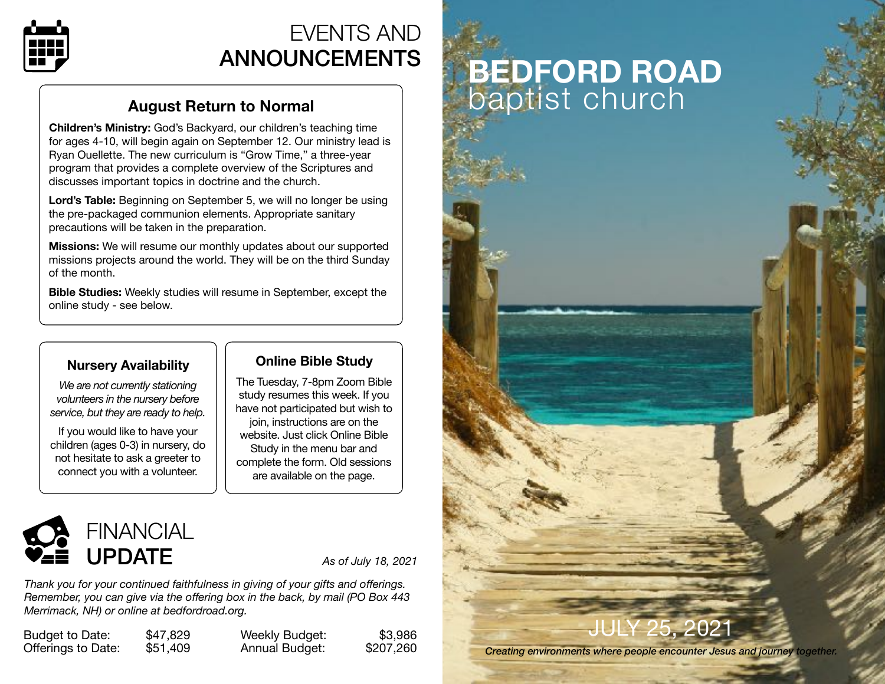# EVENTS AND ANNOUNCEMENTS

## August Return to Normal

**Children's Ministry:** God's Backyard, our children's teaching time for ages 4-10, will begin again on September 12. Our ministry lead is Ryan Ouellette. The new curriculum is "Grow Time," a three-year program that provides a complete overview of the Scriptures and discusses important topics in doctrine and the church.

**Lord's Table:** Beginning on September 5, we will no longer be using the pre-packaged communion elements. Appropriate sanitary precautions will be taken in the preparation.

**Missions:** We will resume our monthly updates about our supported missions projects around the world. They will be on the third Sunday of the month.

**Bible Studies:** Weekly studies will resume in September, except the online study - see below.

## Nursery Availability

*We are not currently stationing volunteers in the nursery before service, but they are ready to help.*

If you would like to have your children (ages 0-3) in nursery, do not hesitate to ask a greeter to connect you with a volunteer.

## Online Bible Study

The Tuesday, 7-8pm Zoom Bible study resumes this week. If you have not participated but wish to join, instructions are on the website. Just click Online Bible Study in the menu bar and complete the form. Old sessions are available on the page.

# FINANCIAL UPDATE

*As of July 18, 2021*

*Thank you for your continued faithfulness in giving of your gifts and offerings. Remember, you can give via the offering box in the back, by mail (PO Box 443 Merrimack, NH) or online at bedfordroad.org.*

| | | | |
|---|---|---|---|
| Budget to Date: | $47,829 | Weekly Budget: | $3,986 |
| Offerings to Date: | $51,409 | Annual Budget: | $207,260 |

# BEDFORD ROAD baptist church

JULY 25, 2021

*Creating environments where people encounter Jesus and journey together.*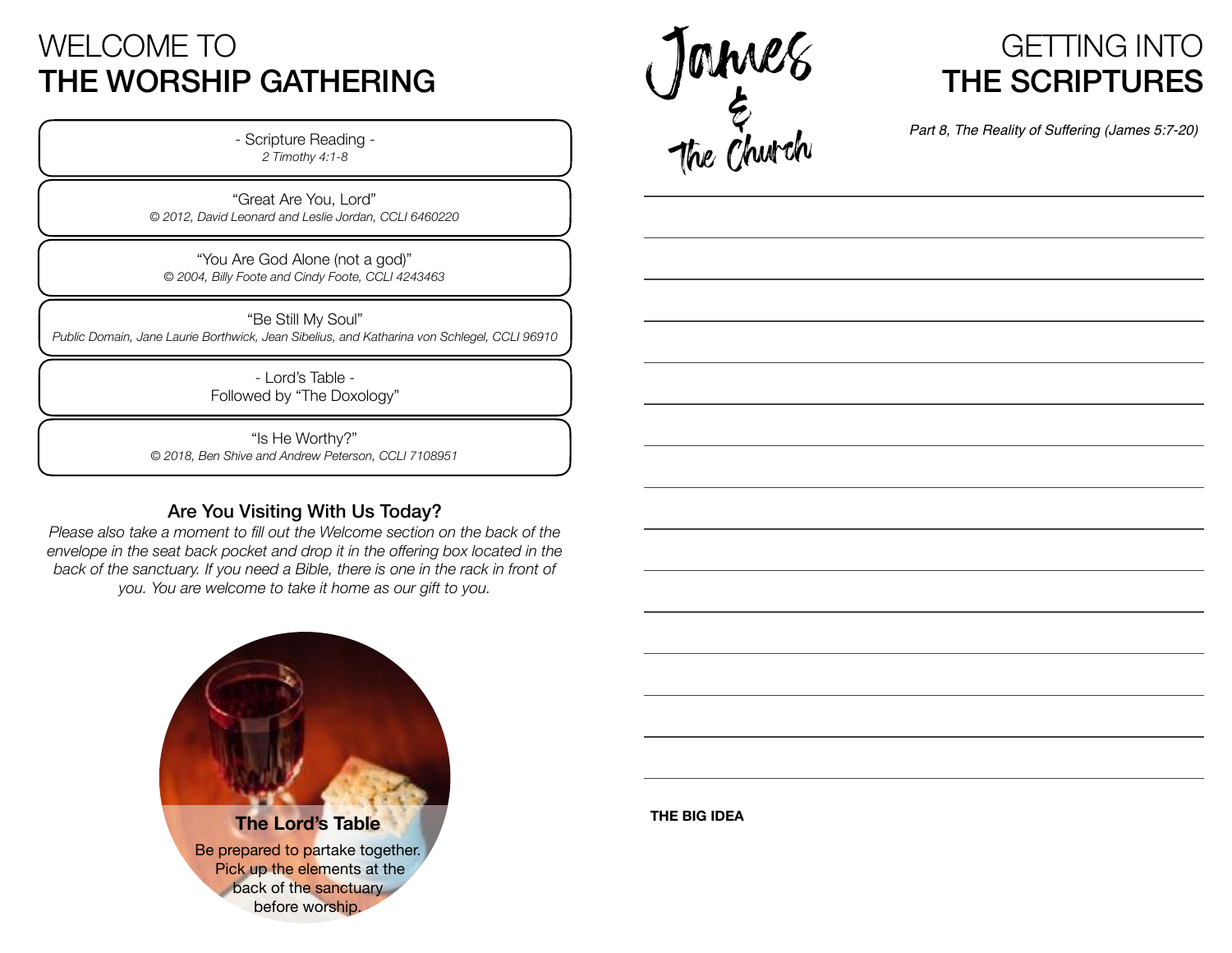# WELCOME TO **THE WORSHIP GATHERING**

- Scripture Reading -
*2 Timothy 4:1-8*

"Great Are You, Lord"
*© 2012, David Leonard and Leslie Jordan, CCLI 6460220*

"You Are God Alone (not a god)"
*© 2004, Billy Foote and Cindy Foote, CCLI 4243463*

"Be Still My Soul"
*Public Domain, Jane Laurie Borthwick, Jean Sibelius, and Katharina von Schlegel, CCLI 96910*

- Lord's Table -
Followed by "The Doxology"

"Is He Worthy?"
*© 2018, Ben Shive and Andrew Peterson, CCLI 7108951*

### Are You Visiting With Us Today?

*Please also take a moment to fill out the Welcome section on the back of the envelope in the seat back pocket and drop it in the offering box located in the back of the sanctuary. If you need a Bible, there is one in the rack in front of you. You are welcome to take it home as our gift to you.*

**The Lord's Table**

Be prepared to partake together. Pick up the elements at the back of the sanctuary before worship.

James & The Church

# GETTING INTO **THE SCRIPTURES**

*Part 8, The Reality of Suffering (James 5:7-20)*

**THE BIG IDEA**